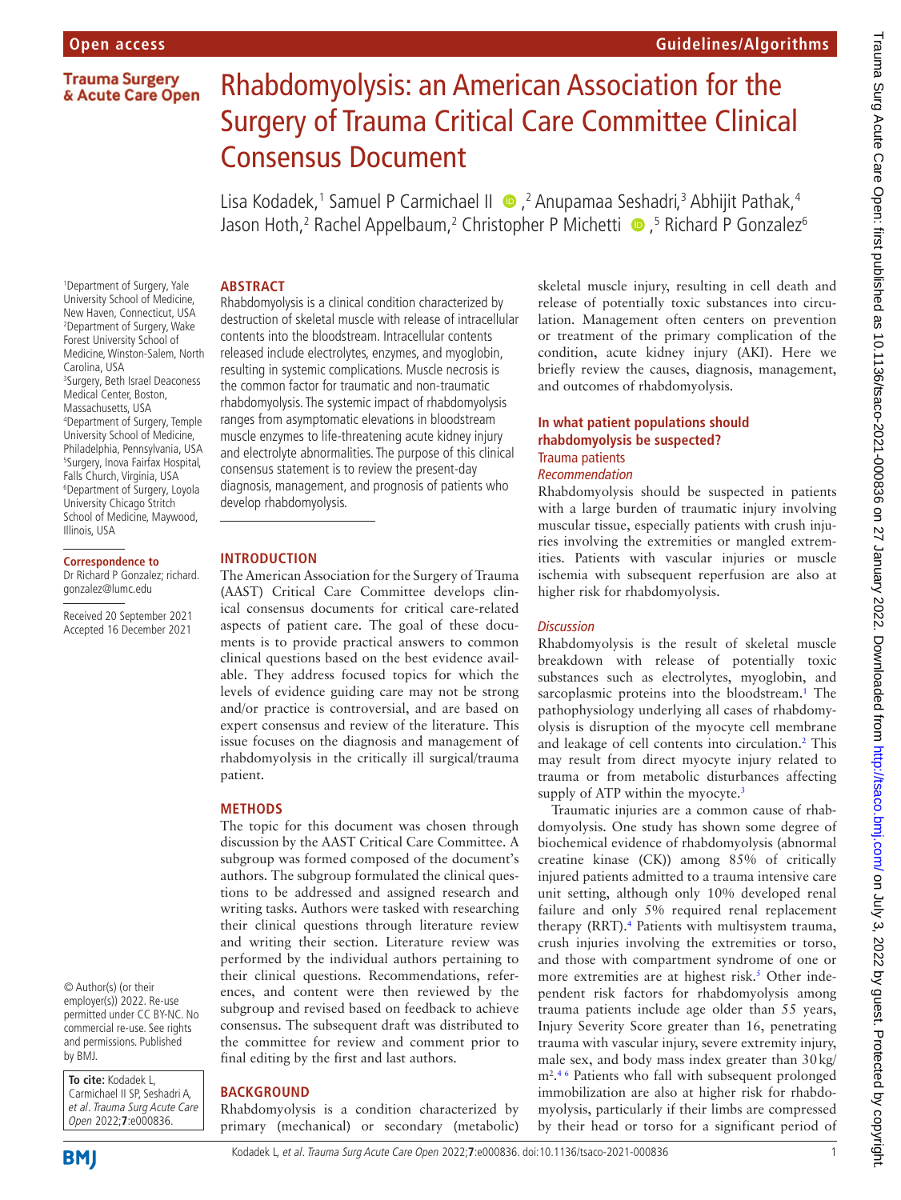# Rhabdomyolysis: an American Association for the Surgery of Trauma Critical Care Committee Clinical Consensus Document

Lisa Kodadek,[1] Samuel P Carmichael II,[2] Anupamaa Seshadri,[3] Abhijit Pathak,[4] Jason Hoth,[2] Rachel Appelbaum,[2] Christopher P Michetti,[5] Richard P Gonzalez[6]

[1]Department of Surgery, Yale University School of Medicine, New Haven, Connecticut, USA
[2]Department of Surgery, Wake Forest University School of Medicine, Winston-Salem, North Carolina, USA
[3]Surgery, Beth Israel Deaconess Medical Center, Boston, Massachusetts, USA
[4]Department of Surgery, Temple University School of Medicine, Philadelphia, Pennsylvania, USA
[5]Surgery, Inova Fairfax Hospital, Falls Church, Virginia, USA
[6]Department of Surgery, Loyola University Chicago Stritch School of Medicine, Maywood, Illinois, USA

**Correspondence to**
Dr Richard P Gonzalez; richard.gonzalez@lumc.edu

Received 20 September 2021
Accepted 16 December 2021

© Author(s) (or their employer(s)) 2022. Re-use permitted under CC BY-NC. No commercial re-use. See rights and permissions. Published by BMJ.

**To cite:** Kodadek L, Carmichael II SP, Seshadri A, *et al. Trauma Surg Acute Care Open* 2022;**7**:e000836.

## ABSTRACT

Rhabdomyolysis is a clinical condition characterized by destruction of skeletal muscle with release of intracellular contents into the bloodstream. Intracellular contents released include electrolytes, enzymes, and myoglobin, resulting in systemic complications. Muscle necrosis is the common factor for traumatic and non-traumatic rhabdomyolysis. The systemic impact of rhabdomyolysis ranges from asymptomatic elevations in bloodstream muscle enzymes to life-threatening acute kidney injury and electrolyte abnormalities. The purpose of this clinical consensus statement is to review the present-day diagnosis, management, and prognosis of patients who develop rhabdomyolysis.

## INTRODUCTION

The American Association for the Surgery of Trauma (AAST) Critical Care Committee develops clinical consensus documents for critical care-related aspects of patient care. The goal of these documents is to provide practical answers to common clinical questions based on the best evidence available. They address focused topics for which the levels of evidence guiding care may not be strong and/or practice is controversial, and are based on expert consensus and review of the literature. This issue focuses on the diagnosis and management of rhabdomyolysis in the critically ill surgical/trauma patient.

## METHODS

The topic for this document was chosen through discussion by the AAST Critical Care Committee. A subgroup was formed composed of the document's authors. The subgroup formulated the clinical questions to be addressed and assigned research and writing tasks. Authors were tasked with researching their clinical questions through literature review and writing their section. Literature review was performed by the individual authors pertaining to their clinical questions. Recommendations, references, and content were then reviewed by the subgroup and revised based on feedback to achieve consensus. The subsequent draft was distributed to the committee for review and comment prior to final editing by the first and last authors.

## BACKGROUND

Rhabdomyolysis is a condition characterized by primary (mechanical) or secondary (metabolic) skeletal muscle injury, resulting in cell death and release of potentially toxic substances into circulation. Management often centers on prevention or treatment of the primary complication of the condition, acute kidney injury (AKI). Here we briefly review the causes, diagnosis, management, and outcomes of rhabdomyolysis.

## In what patient populations should rhabdomyolysis be suspected?

### Trauma patients

#### *Recommendation*

Rhabdomyolysis should be suspected in patients with a large burden of traumatic injury involving muscular tissue, especially patients with crush injuries involving the extremities or mangled extremities. Patients with vascular injuries or muscle ischemia with subsequent reperfusion are also at higher risk for rhabdomyolysis.

#### *Discussion*

Rhabdomyolysis is the result of skeletal muscle breakdown with release of potentially toxic substances such as electrolytes, myoglobin, and sarcoplasmic proteins into the bloodstream.[1] The pathophysiology underlying all cases of rhabdomyolysis is disruption of the myocyte cell membrane and leakage of cell contents into circulation.[2] This may result from direct myocyte injury related to trauma or from metabolic disturbances affecting supply of ATP within the myocyte.[3]

Traumatic injuries are a common cause of rhabdomyolysis. One study has shown some degree of biochemical evidence of rhabdomyolysis (abnormal creatine kinase (CK)) among 85% of critically injured patients admitted to a trauma intensive care unit setting, although only 10% developed renal failure and only 5% required renal replacement therapy (RRT).[4] Patients with multisystem trauma, crush injuries involving the extremities or torso, and those with compartment syndrome of one or more extremities are at highest risk.[5] Other independent risk factors for rhabdomyolysis among trauma patients include age older than 55 years, Injury Severity Score greater than 16, penetrating trauma with vascular injury, severe extremity injury, male sex, and body mass index greater than 30 kg/m$^2$.[4,6] Patients who fall with subsequent prolonged immobilization are also at higher risk for rhabdomyolysis, particularly if their limbs are compressed by their head or torso for a significant period of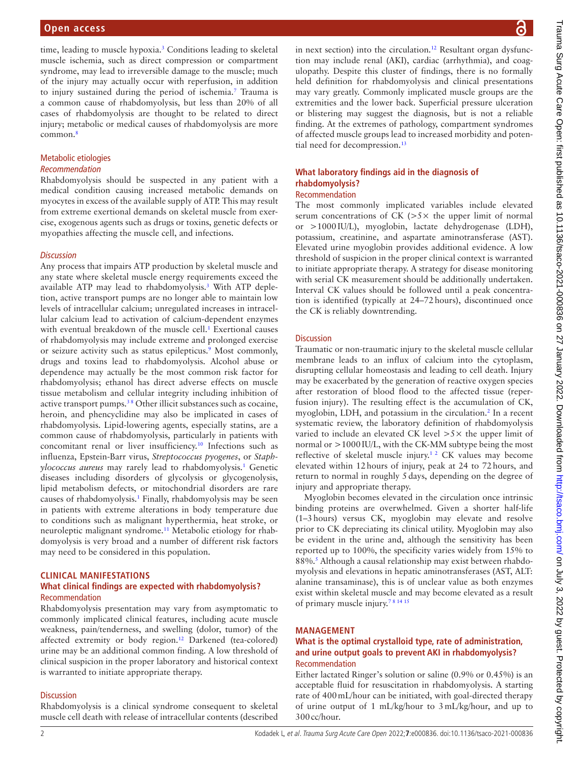time, leading to muscle hypoxia.[3] Conditions leading to skeletal muscle ischemia, such as direct compression or compartment syndrome, may lead to irreversible damage to the muscle; much of the injury may actually occur with reperfusion, in addition to injury sustained during the period of ischemia.[7] Trauma is a common cause of rhabdomyolysis, but less than 20% of all cases of rhabdomyolysis are thought to be related to direct injury; metabolic or medical causes of rhabdomyolysis are more common.[8]

### Metabolic etiologies

#### *Recommendation*

Rhabdomyolysis should be suspected in any patient with a medical condition causing increased metabolic demands on myocytes in excess of the available supply of ATP. This may result from extreme exertional demands on skeletal muscle from exercise, exogenous agents such as drugs or toxins, genetic defects or myopathies affecting the muscle cell, and infections.

#### *Discussion*

Any process that impairs ATP production by skeletal muscle and any state where skeletal muscle energy requirements exceed the available ATP may lead to rhabdomyolysis.[3] With ATP depletion, active transport pumps are no longer able to maintain low levels of intracellular calcium; unregulated increases in intracellular calcium lead to activation of calcium-dependent enzymes with eventual breakdown of the muscle cell.[1] Exertional causes of rhabdomyolysis may include extreme and prolonged exercise or seizure activity such as status epilepticus.[9] Most commonly, drugs and toxins lead to rhabdomyolysis. Alcohol abuse or dependence may actually be the most common risk factor for rhabdomyolysis; ethanol has direct adverse effects on muscle tissue metabolism and cellular integrity including inhibition of active transport pumps.[3,8] Other illicit substances such as cocaine, heroin, and phencyclidine may also be implicated in cases of rhabdomyolysis. Lipid-lowering agents, especially statins, are a common cause of rhabdomyolysis, particularly in patients with concomitant renal or liver insufficiency.[10] Infections such as influenza, Epstein-Barr virus, *Streptococcus pyogenes*, or *Staphylococcus aureus* may rarely lead to rhabdomyolysis.[1] Genetic diseases including disorders of glycolysis or glycogenolysis, lipid metabolism defects, or mitochondrial disorders are rare causes of rhabdomyolysis.[1] Finally, rhabdomyolysis may be seen in patients with extreme alterations in body temperature due to conditions such as malignant hyperthermia, heat stroke, or neuroleptic malignant syndrome.[11] Metabolic etiology for rhabdomyolysis is very broad and a number of different risk factors may need to be considered in this population.

## CLINICAL MANIFESTATIONS

### What clinical findings are expected with rhabdomyolysis?

#### Recommendation

Rhabdomyolysis presentation may vary from asymptomatic to commonly implicated clinical features, including acute muscle weakness, pain/tenderness, and swelling (dolor, tumor) of the affected extremity or body region.[12] Darkened (tea-colored) urine may be an additional common finding. A low threshold of clinical suspicion in the proper laboratory and historical context is warranted to initiate appropriate therapy.

#### Discussion

Rhabdomyolysis is a clinical syndrome consequent to skeletal muscle cell death with release of intracellular contents (described in next section) into the circulation.[12] Resultant organ dysfunction may include renal (AKI), cardiac (arrhythmia), and coagulopathy. Despite this cluster of findings, there is no formally held definition for rhabdomyolysis and clinical presentations may vary greatly. Commonly implicated muscle groups are the extremities and the lower back. Superficial pressure ulceration or blistering may suggest the diagnosis, but is not a reliable finding. At the extremes of pathology, compartment syndromes of affected muscle groups lead to increased morbidity and potential need for decompression.[13]

### What laboratory findings aid in the diagnosis of rhabdomyolysis?

#### Recommendation

The most commonly implicated variables include elevated serum concentrations of CK (>5× the upper limit of normal or >1000 IU/L), myoglobin, lactate dehydrogenase (LDH), potassium, creatinine, and aspartate aminotransferase (AST). Elevated urine myoglobin provides additional evidence. A low threshold of suspicion in the proper clinical context is warranted to initiate appropriate therapy. A strategy for disease monitoring with serial CK measurement should be additionally undertaken. Interval CK values should be followed until a peak concentration is identified (typically at 24–72 hours), discontinued once the CK is reliably downtrending.

#### Discussion

Traumatic or non-traumatic injury to the skeletal muscle cellular membrane leads to an influx of calcium into the cytoplasm, disrupting cellular homeostasis and leading to cell death. Injury may be exacerbated by the generation of reactive oxygen species after restoration of blood flood to the affected tissue (reperfusion injury). The resulting effect is the accumulation of CK, myoglobin, LDH, and potassium in the circulation.[2] In a recent systematic review, the laboratory definition of rhabdomyolysis varied to include an elevated CK level >5× the upper limit of normal or >1000 IU/L, with the CK-MM subtype being the most reflective of skeletal muscle injury.[1,2] CK values may become elevated within 12 hours of injury, peak at 24 to 72 hours, and return to normal in roughly 5 days, depending on the degree of injury and appropriate therapy.

Myoglobin becomes elevated in the circulation once intrinsic binding proteins are overwhelmed. Given a shorter half-life (1–3 hours) versus CK, myoglobin may elevate and resolve prior to CK depreciating its clinical utility. Myoglobin may also be evident in the urine and, although the sensitivity has been reported up to 100%, the specificity varies widely from 15% to 88%.[5] Although a causal relationship may exist between rhabdomyolysis and elevations in hepatic aminotransferases (AST, ALT: alanine transaminase), this is of unclear value as both enzymes exist within skeletal muscle and may become elevated as a result of primary muscle injury.[7,8,14,15]

## MANAGEMENT

### What is the optimal crystalloid type, rate of administration, and urine output goals to prevent AKI in rhabdomyolysis?

#### Recommendation

Either lactated Ringer's solution or saline (0.9% or 0.45%) is an acceptable fluid for resuscitation in rhabdomyolysis. A starting rate of 400 mL/hour can be initiated, with goal-directed therapy of urine output of 1 mL/kg/hour to 3 mL/kg/hour, and up to 300 cc/hour.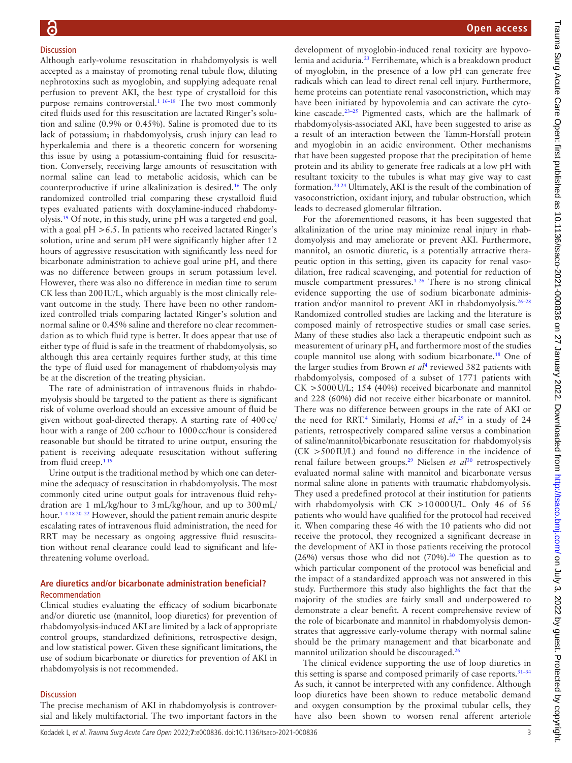### Discussion

Although early-volume resuscitation in rhabdomyolysis is well accepted as a mainstay of promoting renal tubule flow, diluting nephrotoxins such as myoglobin, and supplying adequate renal perfusion to prevent AKI, the best type of crystalloid for this purpose remains controversial.[1 16–18] The two most commonly cited fluids used for this resuscitation are lactated Ringer's solution and saline (0.9% or 0.45%). Saline is promoted due to its lack of potassium; in rhabdomyolysis, crush injury can lead to hyperkalemia and there is a theoretic concern for worsening this issue by using a potassium-containing fluid for resuscitation. Conversely, receiving large amounts of resuscitation with normal saline can lead to metabolic acidosis, which can be counterproductive if urine alkalinization is desired.[16] The only randomized controlled trial comparing these crystalloid fluid types evaluated patients with doxylamine-induced rhabdomyolysis.[19] Of note, in this study, urine pH was a targeted end goal, with a goal pH >6.5. In patients who received lactated Ringer's solution, urine and serum pH were significantly higher after 12 hours of aggressive resuscitation with significantly less need for bicarbonate administration to achieve goal urine pH, and there was no difference between groups in serum potassium level. However, there was also no difference in median time to serum CK less than 200 IU/L, which arguably is the most clinically relevant outcome in the study. There have been no other randomized controlled trials comparing lactated Ringer's solution and normal saline or 0.45% saline and therefore no clear recommendation as to which fluid type is better. It does appear that use of either type of fluid is safe in the treatment of rhabdomyolysis, so although this area certainly requires further study, at this time the type of fluid used for management of rhabdomyolysis may be at the discretion of the treating physician.

The rate of administration of intravenous fluids in rhabdomyolysis should be targeted to the patient as there is significant risk of volume overload should an excessive amount of fluid be given without goal-directed therapy. A starting rate of 400 cc/hour with a range of 200 cc/hour to 1000 cc/hour is considered reasonable but should be titrated to urine output, ensuring the patient is receiving adequate resuscitation without suffering from fluid creep.[1 19]

Urine output is the traditional method by which one can determine the adequacy of resuscitation in rhabdomyolysis. The most commonly cited urine output goals for intravenous fluid rehydration are 1 mL/kg/hour to 3 mL/kg/hour, and up to 300 mL/hour.[1–4 18 20–22] However, should the patient remain anuric despite escalating rates of intravenous fluid administration, the need for RRT may be necessary as ongoing aggressive fluid resuscitation without renal clearance could lead to significant and life-threatening volume overload.

## Are diuretics and/or bicarbonate administration beneficial?

### Recommendation

Clinical studies evaluating the efficacy of sodium bicarbonate and/or diuretic use (mannitol, loop diuretics) for prevention of rhabdomyolysis-induced AKI are limited by a lack of appropriate control groups, standardized definitions, retrospective design, and low statistical power. Given these significant limitations, the use of sodium bicarbonate or diuretics for prevention of AKI in rhabdomyolysis is not recommended.

### Discussion

The precise mechanism of AKI in rhabdomyolysis is controversial and likely multifactorial. The two important factors in the development of myoglobin-induced renal toxicity are hypovolemia and aciduria.[23] Ferrihemate, which is a breakdown product of myoglobin, in the presence of a low pH can generate free radicals which can lead to direct renal cell injury. Furthermore, heme proteins can potentiate renal vasoconstriction, which may have been initiated by hypovolemia and can activate the cytokine cascade.[23–25] Pigmented casts, which are the hallmark of rhabdomyolysis-associated AKI, have been suggested to arise as a result of an interaction between the Tamm-Horsfall protein and myoglobin in an acidic environment. Other mechanisms that have been suggested propose that the precipitation of heme protein and its ability to generate free radicals at a low pH with resultant toxicity to the tubules is what may give way to cast formation.[23 24] Ultimately, AKI is the result of the combination of vasoconstriction, oxidant injury, and tubular obstruction, which leads to decreased glomerular filtration.

For the aforementioned reasons, it has been suggested that alkalinization of the urine may minimize renal injury in rhabdomyolysis and may ameliorate or prevent AKI. Furthermore, mannitol, an osmotic diuretic, is a potentially attractive therapeutic option in this setting, given its capacity for renal vasodilation, free radical scavenging, and potential for reduction of muscle compartment pressures.[1 26] There is no strong clinical evidence supporting the use of sodium bicarbonate administration and/or mannitol to prevent AKI in rhabdomyolysis.[26–28] Randomized controlled studies are lacking and the literature is composed mainly of retrospective studies or small case series. Many of these studies also lack a therapeutic endpoint such as measurement of urinary pH, and furthermore most of the studies couple mannitol use along with sodium bicarbonate.[18] One of the larger studies from Brown *et al*[4] reviewed 382 patients with rhabdomyolysis, composed of a subset of 1771 patients with CK >5000 U/L; 154 (40%) received bicarbonate and mannitol and 228 (60%) did not receive either bicarbonate or mannitol. There was no difference between groups in the rate of AKI or the need for RRT.[4] Similarly, Homsi *et al*,[29] in a study of 24 patients, retrospectively compared saline versus a combination of saline/mannitol/bicarbonate resuscitation for rhabdomyolysis (CK >500 IU/L) and found no difference in the incidence of renal failure between groups.[29] Nielsen *et al*[30] retrospectively evaluated normal saline with mannitol and bicarbonate versus normal saline alone in patients with traumatic rhabdomyolysis. They used a predefined protocol at their institution for patients with rhabdomyolysis with CK >10 000 U/L. Only 46 of 56 patients who would have qualified for the protocol had received it. When comparing these 46 with the 10 patients who did not receive the protocol, they recognized a significant decrease in the development of AKI in those patients receiving the protocol (26%) versus those who did not (70%).[30] The question as to which particular component of the protocol was beneficial and the impact of a standardized approach was not answered in this study. Furthermore this study also highlights the fact that the majority of the studies are fairly small and underpowered to demonstrate a clear benefit. A recent comprehensive review of the role of bicarbonate and mannitol in rhabdomyolysis demonstrates that aggressive early-volume therapy with normal saline should be the primary management and that bicarbonate and mannitol utilization should be discouraged.[26]

The clinical evidence supporting the use of loop diuretics in this setting is sparse and composed primarily of case reports.[31–34] As such, it cannot be interpreted with any confidence. Although loop diuretics have been shown to reduce metabolic demand and oxygen consumption by the proximal tubular cells, they have also been shown to worsen renal afferent arteriole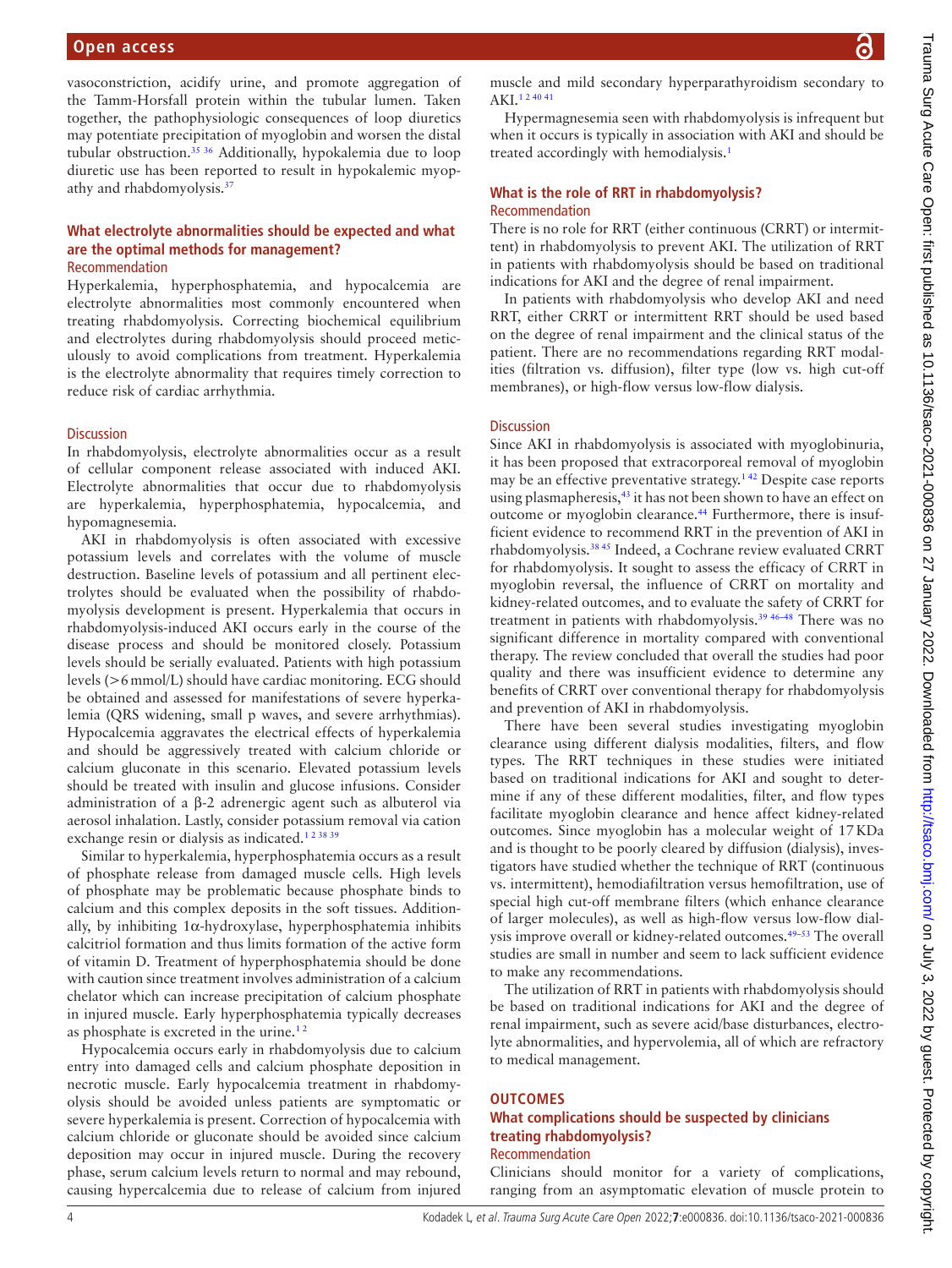vasoconstriction, acidify urine, and promote aggregation of the Tamm-Horsfall protein within the tubular lumen. Taken together, the pathophysiologic consequences of loop diuretics may potentiate precipitation of myoglobin and worsen the distal tubular obstruction.[35 36] Additionally, hypokalemia due to loop diuretic use has been reported to result in hypokalemic myopathy and rhabdomyolysis.[37]

### What electrolyte abnormalities should be expected and what are the optimal methods for management?

#### Recommendation

Hyperkalemia, hyperphosphatemia, and hypocalcemia are electrolyte abnormalities most commonly encountered when treating rhabdomyolysis. Correcting biochemical equilibrium and electrolytes during rhabdomyolysis should proceed meticulously to avoid complications from treatment. Hyperkalemia is the electrolyte abnormality that requires timely correction to reduce risk of cardiac arrhythmia.

#### Discussion

In rhabdomyolysis, electrolyte abnormalities occur as a result of cellular component release associated with induced AKI. Electrolyte abnormalities that occur due to rhabdomyolysis are hyperkalemia, hyperphosphatemia, hypocalcemia, and hypomagnesemia.

AKI in rhabdomyolysis is often associated with excessive potassium levels and correlates with the volume of muscle destruction. Baseline levels of potassium and all pertinent electrolytes should be evaluated when the possibility of rhabdomyolysis development is present. Hyperkalemia that occurs in rhabdomyolysis-induced AKI occurs early in the course of the disease process and should be monitored closely. Potassium levels should be serially evaluated. Patients with high potassium levels (>6 mmol/L) should have cardiac monitoring. ECG should be obtained and assessed for manifestations of severe hyperkalemia (QRS widening, small p waves, and severe arrhythmias). Hypocalcemia aggravates the electrical effects of hyperkalemia and should be aggressively treated with calcium chloride or calcium gluconate in this scenario. Elevated potassium levels should be treated with insulin and glucose infusions. Consider administration of a β-2 adrenergic agent such as albuterol via aerosol inhalation. Lastly, consider potassium removal via cation exchange resin or dialysis as indicated.[1 2 38 39]

Similar to hyperkalemia, hyperphosphatemia occurs as a result of phosphate release from damaged muscle cells. High levels of phosphate may be problematic because phosphate binds to calcium and this complex deposits in the soft tissues. Additionally, by inhibiting 1α-hydroxylase, hyperphosphatemia inhibits calcitriol formation and thus limits formation of the active form of vitamin D. Treatment of hyperphosphatemia should be done with caution since treatment involves administration of a calcium chelator which can increase precipitation of calcium phosphate in injured muscle. Early hyperphosphatemia typically decreases as phosphate is excreted in the urine.[1 2]

Hypocalcemia occurs early in rhabdomyolysis due to calcium entry into damaged cells and calcium phosphate deposition in necrotic muscle. Early hypocalcemia treatment in rhabdomyolysis should be avoided unless patients are symptomatic or severe hyperkalemia is present. Correction of hypocalcemia with calcium chloride or gluconate should be avoided since calcium deposition may occur in injured muscle. During the recovery phase, serum calcium levels return to normal and may rebound, causing hypercalcemia due to release of calcium from injured muscle and mild secondary hyperparathyroidism secondary to AKI.[1 2 40 41]

Hypermagnesemia seen with rhabdomyolysis is infrequent but when it occurs is typically in association with AKI and should be treated accordingly with hemodialysis.[1]

### What is the role of RRT in rhabdomyolysis?

#### Recommendation

There is no role for RRT (either continuous (CRRT) or intermittent) in rhabdomyolysis to prevent AKI. The utilization of RRT in patients with rhabdomyolysis should be based on traditional indications for AKI and the degree of renal impairment.

In patients with rhabdomyolysis who develop AKI and need RRT, either CRRT or intermittent RRT should be used based on the degree of renal impairment and the clinical status of the patient. There are no recommendations regarding RRT modalities (filtration vs. diffusion), filter type (low vs. high cut-off membranes), or high-flow versus low-flow dialysis.

#### Discussion

Since AKI in rhabdomyolysis is associated with myoglobinuria, it has been proposed that extracorporeal removal of myoglobin may be an effective preventative strategy.[1 42] Despite case reports using plasmapheresis,[43] it has not been shown to have an effect on outcome or myoglobin clearance.[44] Furthermore, there is insufficient evidence to recommend RRT in the prevention of AKI in rhabdomyolysis.[38 45] Indeed, a Cochrane review evaluated CRRT for rhabdomyolysis. It sought to assess the efficacy of CRRT in myoglobin reversal, the influence of CRRT on mortality and kidney-related outcomes, and to evaluate the safety of CRRT for treatment in patients with rhabdomyolysis.[39 46–48] There was no significant difference in mortality compared with conventional therapy. The review concluded that overall the studies had poor quality and there was insufficient evidence to determine any benefits of CRRT over conventional therapy for rhabdomyolysis and prevention of AKI in rhabdomyolysis.

There have been several studies investigating myoglobin clearance using different dialysis modalities, filters, and flow types. The RRT techniques in these studies were initiated based on traditional indications for AKI and sought to determine if any of these different modalities, filter, and flow types facilitate myoglobin clearance and hence affect kidney-related outcomes. Since myoglobin has a molecular weight of 17 KDa and is thought to be poorly cleared by diffusion (dialysis), investigators have studied whether the technique of RRT (continuous vs. intermittent), hemodiafiltration versus hemofiltration, use of special high cut-off membrane filters (which enhance clearance of larger molecules), as well as high-flow versus low-flow dialysis improve overall or kidney-related outcomes.[49–53] The overall studies are small in number and seem to lack sufficient evidence to make any recommendations.

The utilization of RRT in patients with rhabdomyolysis should be based on traditional indications for AKI and the degree of renal impairment, such as severe acid/base disturbances, electrolyte abnormalities, and hypervolemia, all of which are refractory to medical management.

## OUTCOMES

### What complications should be suspected by clinicians treating rhabdomyolysis?

#### Recommendation

Clinicians should monitor for a variety of complications, ranging from an asymptomatic elevation of muscle protein to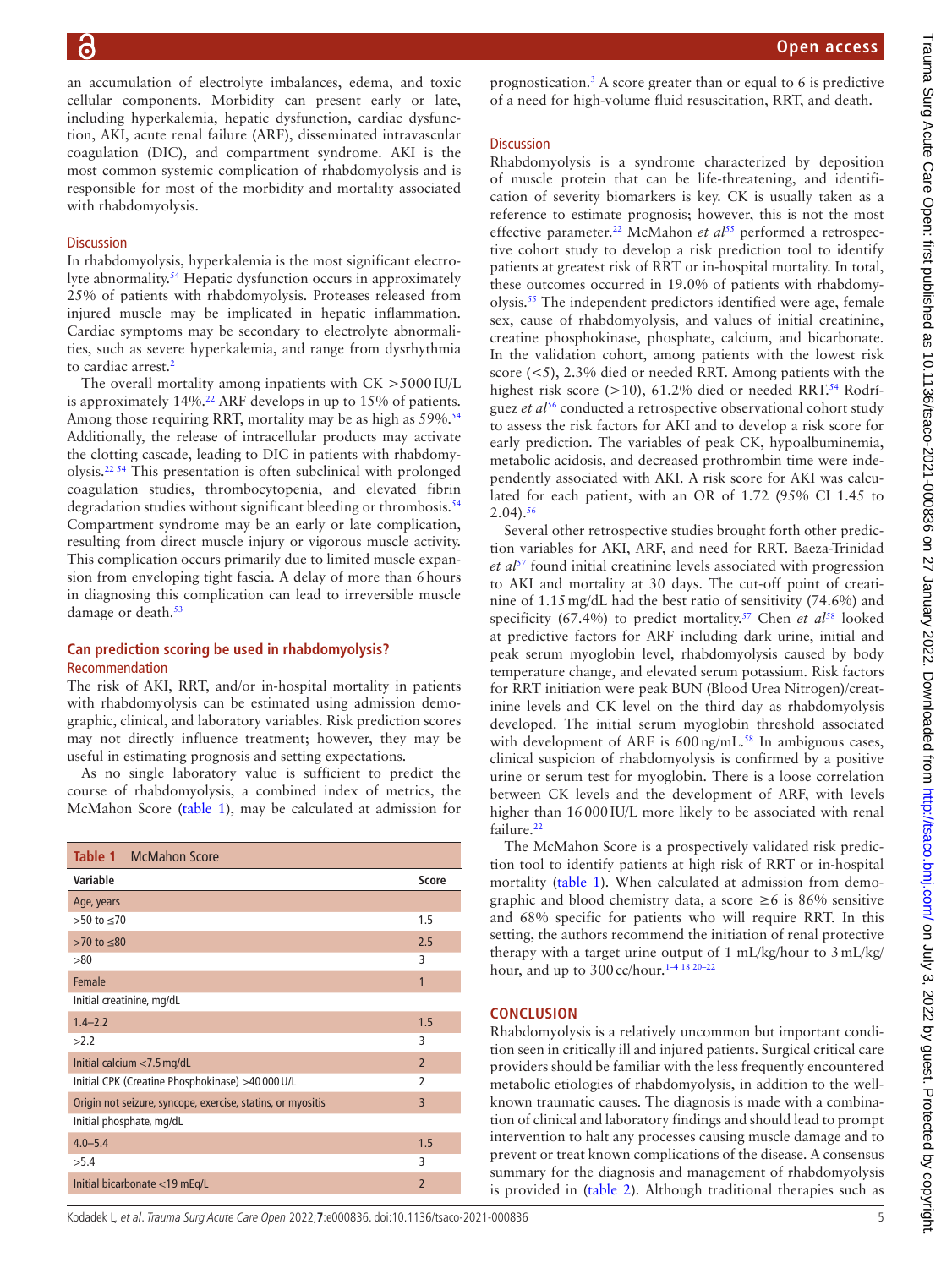an accumulation of electrolyte imbalances, edema, and toxic cellular components. Morbidity can present early or late, including hyperkalemia, hepatic dysfunction, cardiac dysfunction, AKI, acute renal failure (ARF), disseminated intravascular coagulation (DIC), and compartment syndrome. AKI is the most common systemic complication of rhabdomyolysis and is responsible for most of the morbidity and mortality associated with rhabdomyolysis.

### Discussion

In rhabdomyolysis, hyperkalemia is the most significant electrolyte abnormality.[54] Hepatic dysfunction occurs in approximately 25% of patients with rhabdomyolysis. Proteases released from injured muscle may be implicated in hepatic inflammation. Cardiac symptoms may be secondary to electrolyte abnormalities, such as severe hyperkalemia, and range from dysrhythmia to cardiac arrest.[2]

The overall mortality among inpatients with CK >5000 IU/L is approximately 14%.[22] ARF develops in up to 15% of patients. Among those requiring RRT, mortality may be as high as 59%.[54] Additionally, the release of intracellular products may activate the clotting cascade, leading to DIC in patients with rhabdomyolysis.[22 54] This presentation is often subclinical with prolonged coagulation studies, thrombocytopenia, and elevated fibrin degradation studies without significant bleeding or thrombosis.[54] Compartment syndrome may be an early or late complication, resulting from direct muscle injury or vigorous muscle activity. This complication occurs primarily due to limited muscle expansion from enveloping tight fascia. A delay of more than 6 hours in diagnosing this complication can lead to irreversible muscle damage or death.[53]

## Can prediction scoring be used in rhabdomyolysis?

### Recommendation

The risk of AKI, RRT, and/or in-hospital mortality in patients with rhabdomyolysis can be estimated using admission demographic, clinical, and laboratory variables. Risk prediction scores may not directly influence treatment; however, they may be useful in estimating prognosis and setting expectations.

As no single laboratory value is sufficient to predict the course of rhabdomyolysis, a combined index of metrics, the McMahon Score (table 1), may be calculated at admission for prognostication.[3] A score greater than or equal to 6 is predictive of a need for high-volume fluid resuscitation, RRT, and death.

**Table 1** McMahon Score

| Variable | Score |
|---|---|
| Age, years | |
| >50 to ≤70 | 1.5 |
| >70 to ≤80 | 2.5 |
| >80 | 3 |
| Female | 1 |
| Initial creatinine, mg/dL | |
| 1.4–2.2 | 1.5 |
| >2.2 | 3 |
| Initial calcium <7.5 mg/dL | 2 |
| Initial CPK (Creatine Phosphokinase) >40 000 U/L | 2 |
| Origin not seizure, syncope, exercise, statins, or myositis | 3 |
| Initial phosphate, mg/dL | |
| 4.0–5.4 | 1.5 |
| >5.4 | 3 |
| Initial bicarbonate <19 mEq/L | 2 |

### Discussion

Rhabdomyolysis is a syndrome characterized by deposition of muscle protein that can be life-threatening, and identification of severity biomarkers is key. CK is usually taken as a reference to estimate prognosis; however, this is not the most effective parameter.[22] McMahon *et al*[55] performed a retrospective cohort study to develop a risk prediction tool to identify patients at greatest risk of RRT or in-hospital mortality. In total, these outcomes occurred in 19.0% of patients with rhabdomyolysis.[55] The independent predictors identified were age, female sex, cause of rhabdomyolysis, and values of initial creatinine, creatine phosphokinase, phosphate, calcium, and bicarbonate. In the validation cohort, among patients with the lowest risk score (<5), 2.3% died or needed RRT. Among patients with the highest risk score (>10), 61.2% died or needed RRT.[54] Rodríguez *et al*[56] conducted a retrospective observational cohort study to assess the risk factors for AKI and to develop a risk score for early prediction. The variables of peak CK, hypoalbuminemia, metabolic acidosis, and decreased prothrombin time were independently associated with AKI. A risk score for AKI was calculated for each patient, with an OR of 1.72 (95% CI 1.45 to 2.04).[56]

Several other retrospective studies brought forth other prediction variables for AKI, ARF, and need for RRT. Baeza-Trinidad *et al*[57] found initial creatinine levels associated with progression to AKI and mortality at 30 days. The cut-off point of creatinine of 1.15 mg/dL had the best ratio of sensitivity (74.6%) and specificity (67.4%) to predict mortality.[57] Chen *et al*[58] looked at predictive factors for ARF including dark urine, initial and peak serum myoglobin level, rhabdomyolysis caused by body temperature change, and elevated serum potassium. Risk factors for RRT initiation were peak BUN (Blood Urea Nitrogen)/creatinine levels and CK level on the third day as rhabdomyolysis developed. The initial serum myoglobin threshold associated with development of ARF is 600 ng/mL.[58] In ambiguous cases, clinical suspicion of rhabdomyolysis is confirmed by a positive urine or serum test for myoglobin. There is a loose correlation between CK levels and the development of ARF, with levels higher than 16 000 IU/L more likely to be associated with renal failure.[22]

The McMahon Score is a prospectively validated risk prediction tool to identify patients at high risk of RRT or in-hospital mortality (table 1). When calculated at admission from demographic and blood chemistry data, a score ≥6 is 86% sensitive and 68% specific for patients who will require RRT. In this setting, the authors recommend the initiation of renal protective therapy with a target urine output of 1 mL/kg/hour to 3 mL/kg/hour, and up to 300 cc/hour.[1–4 18 20–22]

## CONCLUSION

Rhabdomyolysis is a relatively uncommon but important condition seen in critically ill and injured patients. Surgical critical care providers should be familiar with the less frequently encountered metabolic etiologies of rhabdomyolysis, in addition to the well-known traumatic causes. The diagnosis is made with a combination of clinical and laboratory findings and should lead to prompt intervention to halt any processes causing muscle damage and to prevent or treat known complications of the disease. A consensus summary for the diagnosis and management of rhabdomyolysis is provided in (table 2). Although traditional therapies such as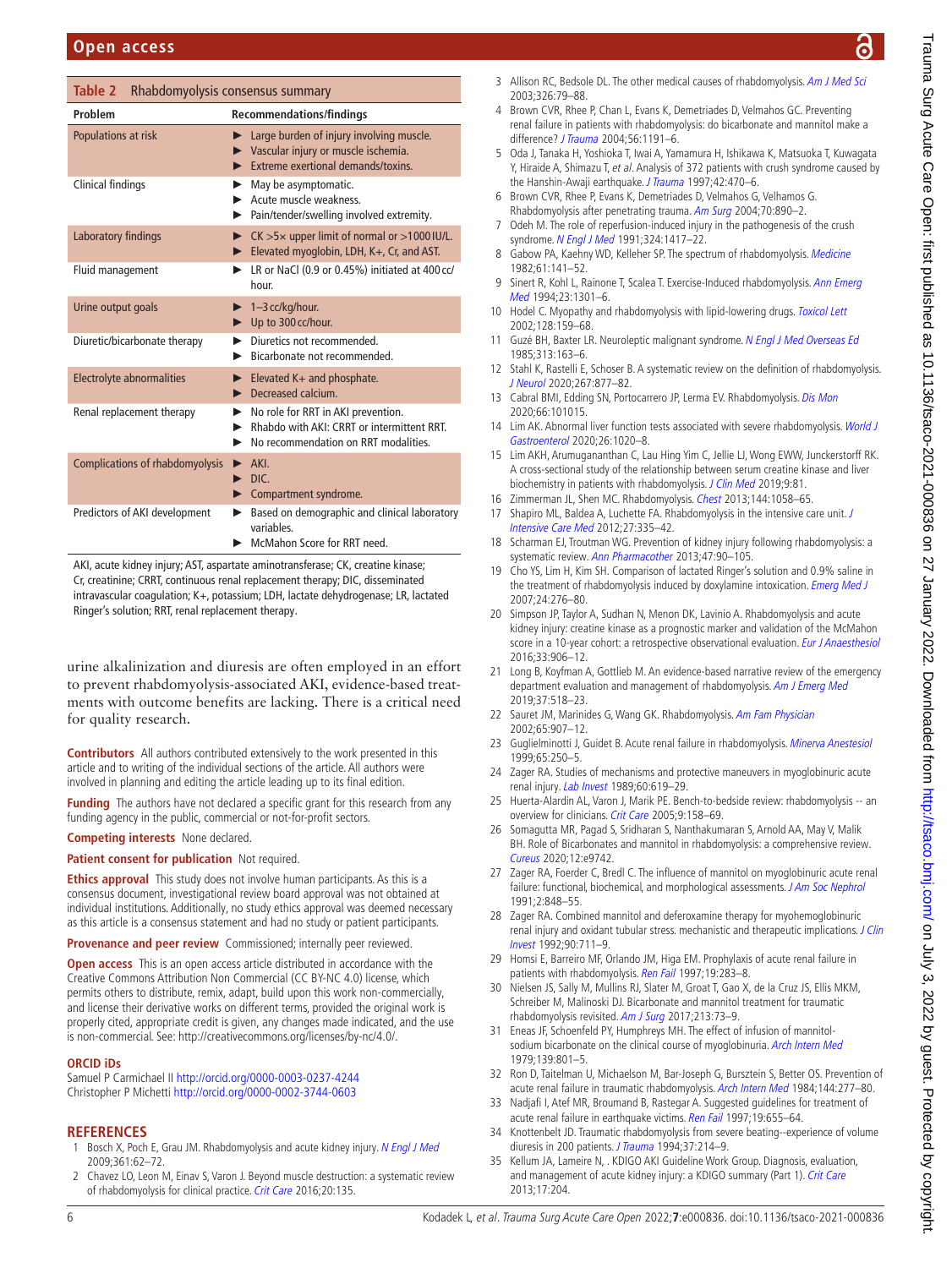**Table 2** Rhabdomyolysis consensus summary

| Problem | Recommendations/findings |
|---|---|
| Populations at risk | ▶ Large burden of injury involving muscle.<br>▶ Vascular injury or muscle ischemia.<br>▶ Extreme exertional demands/toxins. |
| Clinical findings | ▶ May be asymptomatic.<br>▶ Acute muscle weakness.<br>▶ Pain/tender/swelling involved extremity. |
| Laboratory findings | ▶ CK >5× upper limit of normal or >1000 IU/L.<br>▶ Elevated myoglobin, LDH, K+, Cr, and AST. |
| Fluid management | ▶ LR or NaCl (0.9 or 0.45%) initiated at 400 cc/hour. |
| Urine output goals | ▶ 1–3 cc/kg/hour.<br>▶ Up to 300 cc/hour. |
| Diuretic/bicarbonate therapy | ▶ Diuretics not recommended.<br>▶ Bicarbonate not recommended. |
| Electrolyte abnormalities | ▶ Elevated K+ and phosphate.<br>▶ Decreased calcium. |
| Renal replacement therapy | ▶ No role for RRT in AKI prevention.<br>▶ Rhabdo with AKI: CRRT or intermittent RRT.<br>▶ No recommendation on RRT modalities. |
| Complications of rhabdomyolysis | ▶ AKI.<br>▶ DIC.<br>▶ Compartment syndrome. |
| Predictors of AKI development | ▶ Based on demographic and clinical laboratory variables.<br>▶ McMahon Score for RRT need. |

AKI, acute kidney injury; AST, aspartate aminotransferase; CK, creatine kinase; Cr, creatinine; CRRT, continuous renal replacement therapy; DIC, disseminated intravascular coagulation; K+, potassium; LDH, lactate dehydrogenase; LR, lactated Ringer's solution; RRT, renal replacement therapy.

urine alkalinization and diuresis are often employed in an effort to prevent rhabdomyolysis-associated AKI, evidence-based treatments with outcome benefits are lacking. There is a critical need for quality research.

**Contributors** All authors contributed extensively to the work presented in this article and to writing of the individual sections of the article. All authors were involved in planning and editing the article leading up to its final edition.

**Funding** The authors have not declared a specific grant for this research from any funding agency in the public, commercial or not-for-profit sectors.

**Competing interests** None declared.

**Patient consent for publication** Not required.

**Ethics approval** This study does not involve human participants. As this is a consensus document, investigational review board approval was not obtained at individual institutions. Additionally, no study ethics approval was deemed necessary as this article is a consensus statement and had no study or patient participants.

**Provenance and peer review** Commissioned; internally peer reviewed.

**Open access** This is an open access article distributed in accordance with the Creative Commons Attribution Non Commercial (CC BY-NC 4.0) license, which permits others to distribute, remix, adapt, build upon this work non-commercially, and license their derivative works on different terms, provided the original work is properly cited, appropriate credit is given, any changes made indicated, and the use is non-commercial. See: http://creativecommons.org/licenses/by-nc/4.0/.

**ORCID iDs**

Samuel P Carmichael II http://orcid.org/0000-0003-0237-4244
Christopher P Michetti http://orcid.org/0000-0002-3744-0603

## REFERENCES

1. Bosch X, Poch E, Grau JM. Rhabdomyolysis and acute kidney injury. *N Engl J Med* 2009;361:62–72.
2. Chavez LO, Leon M, Einav S, Varon J. Beyond muscle destruction: a systematic review of rhabdomyolysis for clinical practice. *Crit Care* 2016;20:135.
3. Allison RC, Bedsole DL. The other medical causes of rhabdomyolysis. *Am J Med Sci* 2003;326:79–88.
4. Brown CVR, Rhee P, Chan L, Evans K, Demetriades D, Velmahos GC. Preventing renal failure in patients with rhabdomyolysis: do bicarbonate and mannitol make a difference? *J Trauma* 2004;56:1191–6.
5. Oda J, Tanaka H, Yoshioka T, Iwai A, Yamamura H, Ishikawa K, Matsuoka T, Kuwagata Y, Hiraide A, Shimazu T, *et al*. Analysis of 372 patients with crush syndrome caused by the Hanshin-Awaji earthquake. *J Trauma* 1997;42:470–6.
6. Brown CVR, Rhee P, Evans K, Demetriades D, Velmahos G. Rhabdomyolysis after penetrating trauma. *Am Surg* 2004;70:890–2.
7. Odeh M. The role of reperfusion-induced injury in the pathogenesis of the crush syndrome. *N Engl J Med* 1991;324:1417–22.
8. Gabow PA, Kaehny WD, Kelleher SP. The spectrum of rhabdomyolysis. *Medicine* 1982;61:141–52.
9. Sinert R, Kohl L, Rainone T, Scalea T. Exercise-Induced rhabdomyolysis. *Ann Emerg Med* 1994;23:1301–6.
10. Hodel C. Myopathy and rhabdomyolysis with lipid-lowering drugs. *Toxicol Lett* 2002;128:159–68.
11. Guzé BH, Baxter LR. Neuroleptic malignant syndrome. *N Engl J Med Overseas Ed* 1985;313:163–6.
12. Stahl K, Rastelli E, Schoser B. A systematic review on the definition of rhabdomyolysis. *J Neurol* 2020;267:877–82.
13. Cabral BMI, Edding SN, Portocarrero JP, Lerma EV. Rhabdomyolysis. *Dis Mon* 2020;66:101015.
14. Lim AK. Abnormal liver function tests associated with severe rhabdomyolysis. *World J Gastroenterol* 2020;26:1020–8.
15. Lim AKH, Arumugananthan C, Lau Hing Yim C, Jellie LJ, Wong EWW, Junckerstorff RK. A cross-sectional study of the relationship between serum creatine kinase and liver biochemistry in patients with rhabdomyolysis. *J Clin Med* 2019;9:81.
16. Zimmerman JL, Shen MC. Rhabdomyolysis. *Chest* 2013;144:1058–65.
17. Shapiro ML, Baldea A, Luchette FA. Rhabdomyolysis in the intensive care unit. *J Intensive Care Med* 2012;27:335–42.
18. Scharman EJ, Troutman WG. Prevention of kidney injury following rhabdomyolysis: a systematic review. *Ann Pharmacother* 2013;47:90–105.
19. Cho YS, Lim H, Kim SH. Comparison of lactated Ringer's solution and 0.9% saline in the treatment of rhabdomyolysis induced by doxylamine intoxication. *Emerg Med J* 2007;24:276–80.
20. Simpson JP, Taylor A, Sudhan N, Menon DK, Lavinio A. Rhabdomyolysis and acute kidney injury: creatine kinase as a prognostic marker and validation of the McMahon score in a 10-year cohort: a retrospective observational evaluation. *Eur J Anaesthesiol* 2016;33:906–12.
21. Long B, Koyfman A, Gottlieb M. An evidence-based narrative review of the emergency department evaluation and management of rhabdomyolysis. *Am J Emerg Med* 2019;37:518–23.
22. Sauret JM, Marinides G, Wang GK. Rhabdomyolysis. *Am Fam Physician* 2002;65:907–12.
23. Guglielminotti J, Guidet B. Acute renal failure in rhabdomyolysis. *Minerva Anestesiol* 1999;65:250–5.
24. Zager RA. Studies of mechanisms and protective maneuvers in myoglobinuric acute renal injury. *Lab Invest* 1989;60:619–29.
25. Huerta-Alardín AL, Varon J, Marik PE. Bench-to-bedside review: rhabdomyolysis -- an overview for clinicians. *Crit Care* 2005;9:158–69.
26. Somagutta MR, Pagad S, Sridharan S, Nanthakumaran S, Arnold AA, May V, Malik BH. Role of Bicarbonates and mannitol in rhabdomyolysis: a comprehensive review. *Cureus* 2020;12:e9742.
27. Zager RA, Foerder C, Bredl C. The influence of mannitol on myoglobinuric acute renal failure: functional, biochemical, and morphological assessments. *J Am Soc Nephrol* 1991;2:848–55.
28. Zager RA. Combined mannitol and deferoxamine therapy for myohemoglobinuric renal injury and oxidant tubular stress. mechanistic and therapeutic implications. *J Clin Invest* 1992;90:711–9.
29. Homsi E, Barreiro MF, Orlando JM, Higa EM. Prophylaxis of acute renal failure in patients with rhabdomyolysis. *Ren Fail* 1997;19:283–8.
30. Nielsen JS, Sally M, Mullins RJ, Slater M, Groat T, Gao X, de la Cruz JS, Ellis MKM, Schreiber M, Malinoski DJ. Bicarbonate and mannitol treatment for traumatic rhabdomyolysis revisited. *Am J Surg* 2017;213:73–9.
31. Eneas JF, Schoenfeld PY, Humphreys MH. The effect of infusion of mannitol-sodium bicarbonate on the clinical course of myoglobinuria. *Arch Intern Med* 1979;139:801–5.
32. Ron D, Taitelman U, Michaelson M, Bar-Joseph G, Bursztein S, Better OS. Prevention of acute renal failure in traumatic rhabdomyolysis. *Arch Intern Med* 1984;144:277–80.
33. Nadjafi I, Atef MR, Broumand B, Rastegar A. Suggested guidelines for treatment of acute renal failure in earthquake victims. *Ren Fail* 1997;19:655–64.
34. Knottenbelt JD. Traumatic rhabdomyolysis from severe beating--experience of volume diuresis in 200 patients. *J Trauma* 1994;37:214–9.
35. Kellum JA, Lameire N, . KDIGO AKI Guideline Work Group. Diagnosis, evaluation, and management of acute kidney injury: a KDIGO summary (Part 1). *Crit Care* 2013;17:204.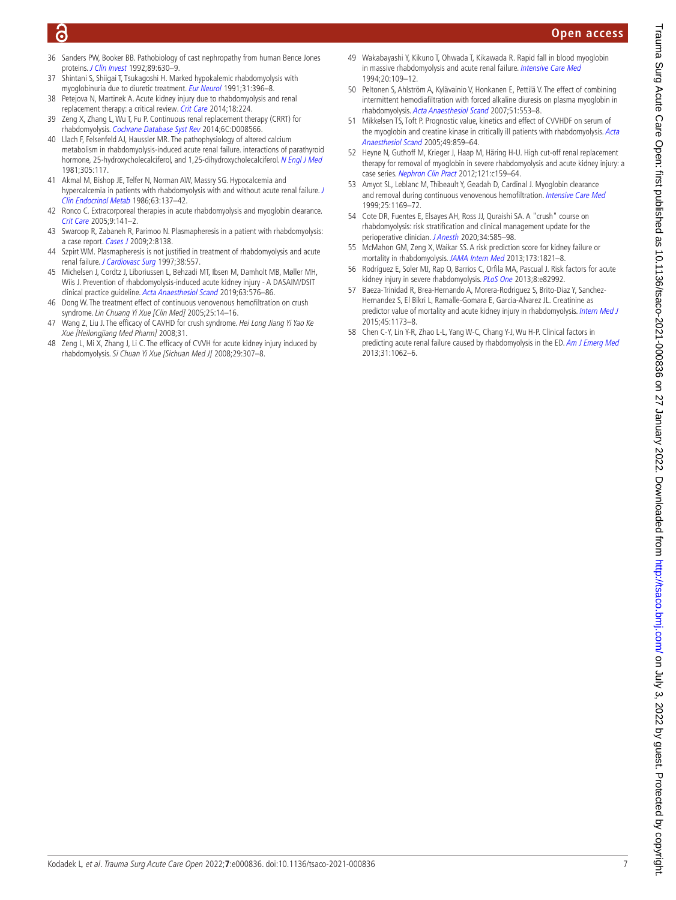36 Sanders PW, Booker BB. Pathobiology of cast nephropathy from human Bence Jones proteins. *J Clin Invest* 1992;89:630–9.

37 Shintani S, Shiigai T, Tsukagoshi H. Marked hypokalemic rhabdomyolysis with myoglobinuria due to diuretic treatment. *Eur Neurol* 1991;31:396–8.

38 Petejova N, Martinek A. Acute kidney injury due to rhabdomyolysis and renal replacement therapy: a critical review. *Crit Care* 2014;18:224.

39 Zeng X, Zhang L, Wu T, Fu P. Continuous renal replacement therapy (CRRT) for rhabdomyolysis. *Cochrane Database Syst Rev* 2014;6C:D008566.

40 Llach F, Felsenfeld AJ, Haussler MR. The pathophysiology of altered calcium metabolism in rhabdomyolysis-induced acute renal failure. interactions of parathyroid hormone, 25-hydroxycholecalciferol, and 1,25-dihydroxycholecalciferol. *N Engl J Med* 1981;305:117.

41 Akmal M, Bishop JE, Telfer N, Norman AW, Massry SG. Hypocalcemia and hypercalcemia in patients with rhabdomyolysis with and without acute renal failure. *J Clin Endocrinol Metab* 1986;63:137–42.

42 Ronco C. Extracorporeal therapies in acute rhabdomyolysis and myoglobin clearance. *Crit Care* 2005;9:141–2.

43 Swaroop R, Zabaneh R, Parimoo N. Plasmapheresis in a patient with rhabdomyolysis: a case report. *Cases J* 2009;2:8138.

44 Szpirt WM. Plasmapheresis is not justified in treatment of rhabdomyolysis and acute renal failure. *J Cardiovasc Surg* 1997;38:557.

45 Michelsen J, Cordtz J, Liboriussen L, Behzadi MT, Ibsen M, Damholt MB, Møller MH, Wiis J. Prevention of rhabdomyolysis-induced acute kidney injury - A DASAIM/DSIT clinical practice guideline. *Acta Anaesthesiol Scand* 2019;63:576–86.

46 Dong W. The treatment effect of continuous venovenous hemofiltration on crush syndrome. *Lin Chuang Yi Xue [Clin Med]* 2005;25:14–16.

47 Wang Z, Liu J. The efficacy of CAVHD for crush syndrome. *Hei Long Jiang Yi Yao Ke Xue [Heilongjiang Med Pharm]* 2008;31.

48 Zeng L, Mi X, Zhang J, Li C. The efficacy of CVVH for acute kidney injury induced by rhabdomyolysis. *Si Chuan Yi Xue [Sichuan Med J]* 2008;29:307–8.

49 Wakabayashi Y, Kikuno T, Ohwada T, Kikawada R. Rapid fall in blood myoglobin in massive rhabdomyolysis and acute renal failure. *Intensive Care Med* 1994;20:109–12.

50 Peltonen S, Ahlström A, Kylävainio V, Honkanen E, Pettilä V. The effect of combining intermittent hemodiafiltration with forced alkaline diuresis on plasma myoglobin in rhabdomyolysis. *Acta Anaesthesiol Scand* 2007;51:553–8.

51 Mikkelsen TS, Toft P. Prognostic value, kinetics and effect of CVVHDF on serum of the myoglobin and creatine kinase in critically ill patients with rhabdomyolysis. *Acta Anaesthesiol Scand* 2005;49:859–64.

52 Heyne N, Guthoff M, Krieger J, Haap M, Häring H-U. High cut-off renal replacement therapy for removal of myoglobin in severe rhabdomyolysis and acute kidney injury: a case series. *Nephron Clin Pract* 2012;121:c159–64.

53 Amyot SL, Leblanc M, Thibeault Y, Geadah D, Cardinal J. Myoglobin clearance and removal during continuous venovenous hemofiltration. *Intensive Care Med* 1999;25:1169–72.

54 Cote DR, Fuentes E, Elsayes AH, Ross JJ, Quraishi SA. A "crush" course on rhabdomyolysis: risk stratification and clinical management update for the perioperative clinician. *J Anesth* 2020;34:585–98.

55 McMahon GM, Zeng X, Waikar SS. A risk prediction score for kidney failure or mortality in rhabdomyolysis. *JAMA Intern Med* 2013;173:1821–8.

56 Rodríguez E, Soler MJ, Rap O, Barrios C, Orfila MA, Pascual J. Risk factors for acute kidney injury in severe rhabdomyolysis. *PLoS One* 2013;8:e82992.

57 Baeza-Trinidad R, Brea-Hernando A, Morera-Rodriguez S, Brito-Diaz Y, Sanchez-Hernandez S, El Bikri L, Ramalle-Gomara E, Garcia-Alvarez JL. Creatinine as predictor value of mortality and acute kidney injury in rhabdomyolysis. *Intern Med J* 2015;45:1173–8.

58 Chen C-Y, Lin Y-R, Zhao L-L, Yang W-C, Chang Y-J, Wu H-P. Clinical factors in predicting acute renal failure caused by rhabdomyolysis in the ED. *Am J Emerg Med* 2013;31:1062–6.